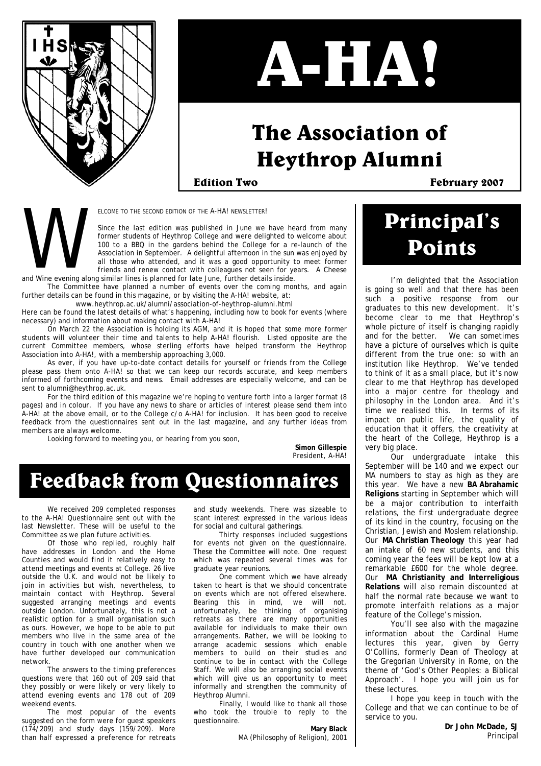# A-HA!

## The Association of Heythrop Alumni

**Edition Two** **February 2007**

WELCOME TO THE SECOND EDITION OF THE A-HA! NEWSLETTER!

Since the last edition was published in June we have heard from many former students of Heythrop College and were delighted to welcome about 100 to a BBQ in the gardens behind the College for a re-launch of the Association in September. A delightful afternoon in the sun was enjoyed by all those who attended, and it was a good opportunity to meet former friends and renew contact with colleagues not seen for years. A Cheese and Wine evening along similar lines is planned for late June, further details inside.

The Committee have planned a number of events over the coming months, and again further details can be found in this magazine, or by visiting the A-HA! website, at:

www.heythrop.ac.uk/alumni/association-of-heythrop-alumni.html

Here can be found the latest details of what's happening, including how to book for events (where necessary) and information about making contact with A-HA!

On March 22 the Association is holding its AGM, and it is hoped that some more former students will volunteer their time and talents to help A-HA! flourish. Listed opposite are the current Committee members, whose sterling efforts have helped transform the Heythrop Association into A-HA!, with a membership approaching 3,000.

As ever, if you have up-to-date contact details for yourself or friends from the College please pass them onto A-HA! so that we can keep our records accurate, and keep members informed of forthcoming events and news. Email addresses are especially welcome, and can be sent to alumni@heythrop.ac.uk.

For the third edition of this magazine we're hoping to venture forth into a larger format (8 pages) and in colour. If you have any news to share or articles of interest please send them into A-HA! at the above email, or to the College c/o A-HA! for inclusion. It has been good to receive feedback from the questionnaires sent out in the last magazine, and any further ideas from members are always welcome.

Looking forward to meeting you, or hearing from you soon,

**Simon Gillespie**
President, A-HA!

## Feedback from Questionnaires

We received 209 completed responses to the A-HA! Questionnaire sent out with the last Newsletter. These will be useful to the Committee as we plan future activities.

Of those who replied, roughly half have addresses in London and the Home Counties and would find it relatively easy to attend meetings and events at College. 26 live outside the U.K. and would not be likely to join in activities but wish, nevertheless, to maintain contact with Heythrop. Several suggested arranging meetings and events outside London. Unfortunately, this is not a realistic option for a small organisation such as ours. However, we hope to be able to put members who live in the same area of the country in touch with one another when we have further developed our communication network.

The answers to the timing preferences questions were that 160 out of 209 said that they possibly or were likely or very likely to attend evening events and 178 out of 209 weekend events.

The most popular of the events suggested on the form were for guest speakers (174/209) and study days (159/209). More than half expressed a preference for retreats and study weekends. There was sizeable to scant interest expressed in the various ideas for social and cultural gatherings.

Thirty responses included suggestions for events not given on the questionnaire. These the Committee will note. One request which was repeated several times was for graduate year reunions.

One comment which we have already taken to heart is that we should concentrate on events which are not offered elsewhere. Bearing this in mind, we will not, unfortunately, be thinking of organising retreats as there are many opportunities available for individuals to make their own arrangements. Rather, we will be looking to arrange academic sessions which enable members to build on their studies and continue to be in contact with the College Staff. We will also be arranging social events which will give us an opportunity to meet informally and strengthen the community of Heythrop Alumni.

Finally, I would like to thank all those who took the trouble to reply to the questionnaire.

**Mary Black**
MA (Philosophy of Religion), 2001

## Principal's Points

I'm delighted that the Association is going so well and that there has been such a positive response from our graduates to this new development. It's become clear to me that Heythrop's whole picture of itself is changing rapidly and for the better. We can sometimes have a picture of ourselves which is quite different from the true one: so with an institution like Heythrop. We've tended to think of it as a small place, but it's now clear to me that Heythrop has developed into a major centre for theology and philosophy in the London area. And it's time we realised this. In terms of its impact on public life, the quality of education that it offers, the creativity at the heart of the College, Heythrop is a very big place.

Our undergraduate intake this September will be 140 and we expect our MA numbers to stay as high as they are this year. We have a new **BA Abrahamic Religions** starting in September which will be a major contribution to interfaith relations, the first undergraduate degree of its kind in the country, focusing on the Christian, Jewish and Moslem relationship. Our **MA Christian Theology** this year had an intake of 60 new students, and this coming year the fees will be kept low at a remarkable £600 for the whole degree. Our **MA Christianity and Interreligious Relations** will also remain discounted at half the normal rate because we want to promote interfaith relations as a major feature of the College's mission.

You'll see also with the magazine information about the Cardinal Hume lectures this year, given by Gerry O'Collins, formerly Dean of Theology at the Gregorian University in Rome, on the theme of 'God's Other Peoples: a Biblical Approach'. I hope you will join us for these lectures.

I hope you keep in touch with the College and that we can continue to be of service to you.

**Dr John McDade, SJ**
Principal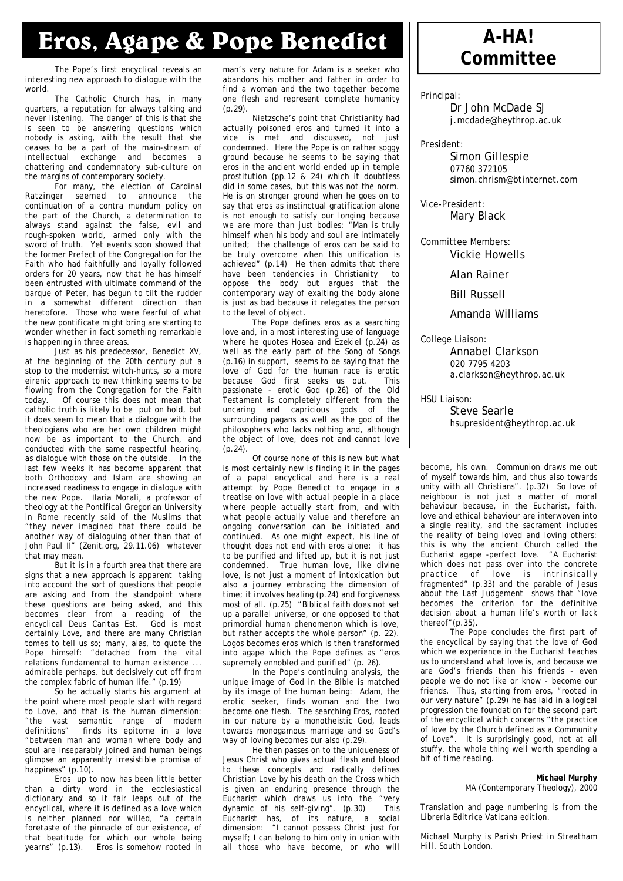# Eros, Agape & Pope Benedict

*The Pope's first encyclical reveals an interesting new approach to dialogue with the world.*

The Catholic Church has, in many quarters, a reputation for always talking and never listening. The danger of this is that she is seen to be answering questions which nobody is asking, with the result that she ceases to be a part of the main-stream of intellectual exchange and becomes a chattering and condemnatory sub-culture on the margins of contemporary society.

For many, the election of Cardinal Ratzinger seemed to announce the continuation of a contra mundum policy on the part of the Church, a determination to always stand against the false, evil and rough-spoken world, armed only with the sword of truth. Yet events soon showed that the former Prefect of the Congregation for the Faith who had faithfully and loyally followed orders for 20 years, now that he has himself been entrusted with ultimate command of the barque of Peter, has begun to tilt the rudder in a somewhat different direction than heretofore. Those who were fearful of what the new pontificate might bring are starting to wonder whether in fact something remarkable is happening in three areas.

Just as his predecessor, Benedict XV, at the beginning of the 20th century put a stop to the modernist witch-hunts, so a more eirenic approach to new thinking seems to be flowing from the Congregation for the Faith today. Of course this does not mean that catholic truth is likely to be put on hold, but it does seem to mean that a dialogue with the theologians who are her own children might now be as important to the Church, and conducted with the same respectful hearing, as dialogue with those on the outside. In the last few weeks it has become apparent that both Orthodoxy and Islam are showing an increased readiness to engage in dialogue with the new Pope. Ilaria Morali, a professor of theology at the Pontifical Gregorian University in Rome recently said of the Muslims that "they never imagined that there could be another way of dialoguing other than that of John Paul II" (Zenit.org, 29.11.06) whatever that may mean.

But it is in a fourth area that there are signs that a new approach is apparent taking into account the sort of questions that people are asking and from the standpoint where these questions are being asked, and this becomes clear from a reading of the encyclical Deus Caritas Est. God is most certainly Love, and there are many Christian tomes to tell us so; many, alas, to quote the Pope himself: "detached from the vital relations fundamental to human existence ... admirable perhaps, but decisively cut off from the complex fabric of human life." (p.19)

So he actually starts his argument at the point where most people start with regard to Love, and that is the human dimension: "the vast semantic range of modern definitions" finds its epitome in a love "between man and woman where body and soul are inseparably joined and human beings glimpse an apparently irresistible promise of happiness" (p.10).

Eros up to now has been little better than a dirty word in the ecclesiastical dictionary and so it fair leaps out of the encyclical, where it is defined as a love which is neither planned nor willed, "a certain foretaste of the pinnacle of our existence, of that beatitude for which our whole being yearns" (p.13). Eros is somehow rooted in man's very nature for Adam is a seeker who abandons his mother and father in order to find a woman and the two together become one flesh and represent complete humanity (p.29).

Nietzsche's point that Christianity had actually poisoned eros and turned it into a vice is met and discussed, not just condemned. Here the Pope is on rather soggy ground because he seems to be saying that eros in the ancient world ended up in temple prostitution (pp.12 & 24) which it doubtless did in some cases, but this was not the norm. He is on stronger ground when he goes on to say that eros as instinctual gratification alone is not enough to satisfy our longing because we are more than just bodies: "Man is truly himself when his body and soul are intimately united; the challenge of eros can be said to be truly overcome when this unification is achieved" (p.14) He then admits that there have been tendencies in Christianity to oppose the body but argues that the contemporary way of exalting the body alone is just as bad because it relegates the person to the level of object.

The Pope defines eros as a searching love and, in a most interesting use of language where he quotes Hosea and Ezekiel (p.24) as well as the early part of the Song of Songs (p.16) in support, seems to be saying that the love of God for the human race is erotic because God first seeks us out. This passionate - erotic God (p.26) of the Old Testament is completely different from the uncaring and capricious gods of the surrounding pagans as well as the god of the philosophers who lacks nothing and, although the object of love, does not and cannot love (p.24).

Of course none of this is new but what is most certainly new is finding it in the pages of a papal encyclical and here is a real attempt by Pope Benedict to engage in a treatise on love with actual people in a place where people actually start from, and with what people actually value and therefore an ongoing conversation can be initiated and continued. As one might expect, his line of thought does not end with eros alone: it has to be purified and lifted up, but it is not just condemned. True human love, like divine love, is not just a moment of intoxication but also a journey embracing the dimension of time; it involves healing (p.24) and forgiveness most of all. (p.25) "Biblical faith does not set up a parallel universe, or one opposed to that primordial human phenomenon which is love, but rather accepts the whole person" (p. 22). Logos becomes eros which is then transformed into agape which the Pope defines as "eros supremely ennobled and purified" (p. 26).

In the Pope's continuing analysis, the unique image of God in the Bible is matched by its image of the human being: Adam, the erotic seeker, finds woman and the two become one flesh. The searching Eros, rooted in our nature by a monotheistic God, leads towards monogamous marriage and so God's way of loving becomes our also (p.29).

He then passes on to the uniqueness of Jesus Christ who gives actual flesh and blood to these concepts and radically defines Christian Love by his death on the Cross which is given an enduring presence through the Eucharist which draws us into the "very dynamic of his self-giving". (p.30) This Eucharist has, of its nature, a social dimension: "I cannot possess Christ just for myself; I can belong to him only in union with all those who have become, or who will become, his own. Communion draws me out of myself towards him, and thus also towards unity with all Christians". (p.32) So love of neighbour is not just a matter of moral behaviour because, in the Eucharist, faith, love and ethical behaviour are interwoven into a single reality, and the sacrament includes the reality of being loved and loving others: this is why the ancient Church called the Eucharist agape -perfect love. "A Eucharist which does not pass over into the concrete practice of love is intrinsically fragmented" (p.33) and the parable of Jesus about the Last Judgement shows that "love becomes the criterion for the definitive decision about a human life's worth or lack thereof"(p.35).

The Pope concludes the first part of the encyclical by saying that the love of God which we experience in the Eucharist teaches us to understand what love is, and because we are God's friends then his friends - even people we do not like or know - become our friends. Thus, starting from eros, "rooted in our very nature" (p.29) he has laid in a logical progression the foundation for the second part of the encyclical which concerns "the practice of love by the Church defined as a Community of Love". It is surprisingly good, not at all stuffy, the whole thing well worth spending a bit of time reading.

**Michael Murphy**
MA (Contemporary Theology), 2000

*Translation and page numbering is from the Libreria Editrice Vaticana edition.*

*Michael Murphy is Parish Priest in Streatham Hill, South London.*

# A-HA! Committee

*Principal:*
Dr John McDade SJ
j.mcdade@heythrop.ac.uk

*President:*
Simon Gillespie
07760 372105
simon.chrism@btinternet.com

*Vice-President:*
Mary Black

*Committee Members:*
Vickie Howells

Alan Rainer

Bill Russell

Amanda Williams

*College Liaison:*
Annabel Clarkson
020 7795 4203
a.clarkson@heythrop.ac.uk

*HSU Liaison:*
Steve Searle
hsupresident@heythrop.ac.uk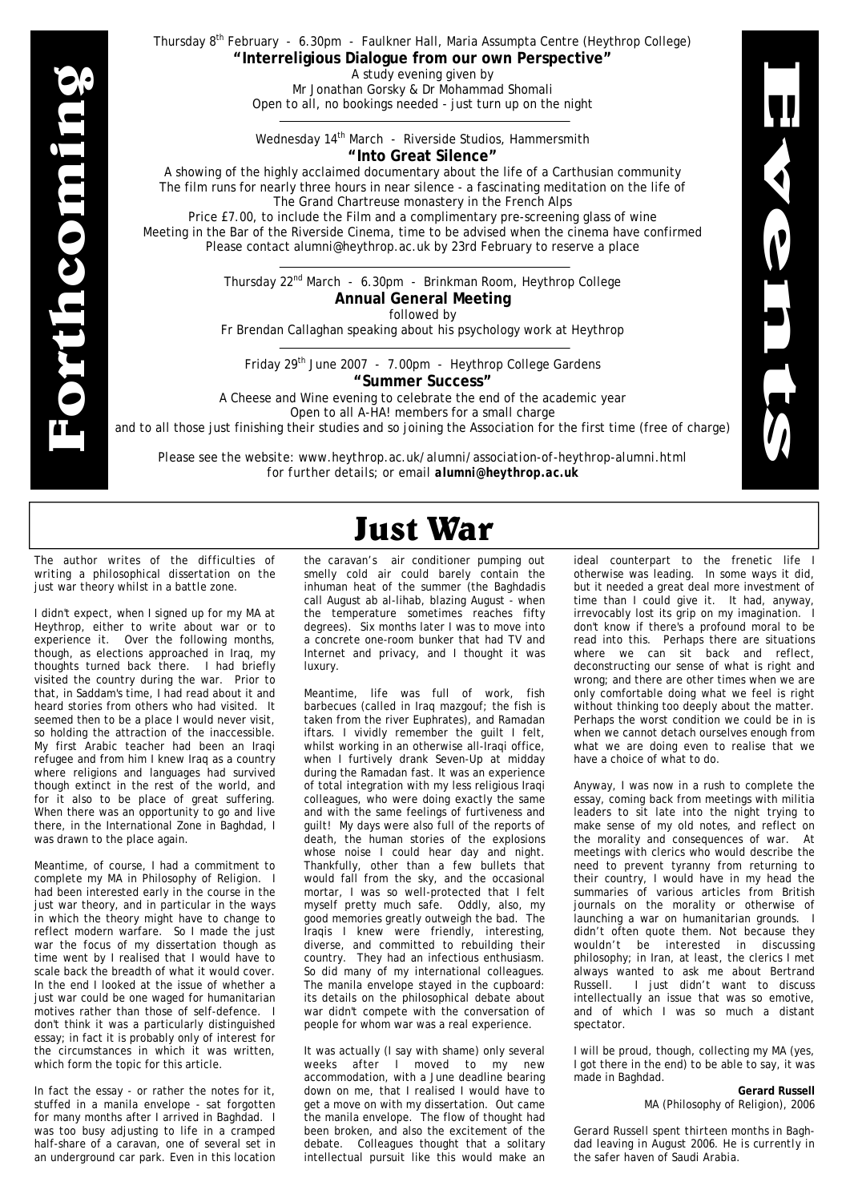# Forthcoming Events

Thursday 8th February - 6.30pm - Faulkner Hall, Maria Assumpta Centre (Heythrop College)

**"Interreligious Dialogue from our own Perspective"**

A study evening given by
Mr Jonathan Gorsky & Dr Mohammad Shomali
Open to all, no bookings needed - just turn up on the night

---

Wednesday 14th March - Riverside Studios, Hammersmith

**"Into Great Silence"**

A showing of the highly acclaimed documentary about the life of a Carthusian community
The film runs for nearly three hours in near silence - a fascinating meditation on the life of
The Grand Chartreuse monastery in the French Alps
Price £7.00, to include the Film and a complimentary pre-screening glass of wine
Meeting in the Bar of the Riverside Cinema, time to be advised when the cinema have confirmed
Please contact alumni@heythrop.ac.uk by 23rd February to reserve a place

---

Thursday 22nd March - 6.30pm - Brinkman Room, Heythrop College

**Annual General Meeting**

followed by
Fr Brendan Callaghan speaking about his psychology work at Heythrop

---

Friday 29th June 2007 - 7.00pm - Heythrop College Gardens

**"Summer Success"**

A Cheese and Wine evening to celebrate the end of the academic year
Open to all A-HA! members for a small charge
and to all those just finishing their studies and so joining the Association for the first time (free of charge)

Please see the website: www.heythrop.ac.uk/alumni/association-of-heythrop-alumni.html
for further details; or email **alumni@heythrop.ac.uk**

# Just War

The author writes of the difficulties of writing a philosophical dissertation on the just war theory whilst in a battle zone.

I didn't expect, when I signed up for my MA at Heythrop, either to write about war or to experience it. Over the following months, though, as elections approached in Iraq, my thoughts turned back there. I had briefly visited the country during the war. Prior to that, in Saddam's time, I had read about it and heard stories from others who had visited. It seemed then to be a place I would never visit, so holding the attraction of the inaccessible. My first Arabic teacher had been an Iraqi refugee and from him I knew Iraq as a country where religions and languages had survived though extinct in the rest of the world, and for it also to be place of great suffering. When there was an opportunity to go and live there, in the International Zone in Baghdad, I was drawn to the place again.

Meantime, of course, I had a commitment to complete my MA in Philosophy of Religion. I had been interested early in the course in the just war theory, and in particular in the ways in which the theory might have to change to reflect modern warfare. So I made the just war the focus of my dissertation though as time went by I realised that I would have to scale back the breadth of what it would cover. In the end I looked at the issue of whether a just war could be one waged for humanitarian motives rather than those of self-defence. I don't think it was a particularly distinguished essay; in fact it is probably only of interest for the circumstances in which it was written, which form the topic for this article.

In fact the essay - or rather the notes for it, stuffed in a manila envelope - sat forgotten for many months after I arrived in Baghdad. I was too busy adjusting to life in a cramped half-share of a caravan, one of several set in an underground car park. Even in this location the caravan's air conditioner pumping out smelly cold air could barely contain the inhuman heat of the summer (the Baghdadis call August ab al-lihab, blazing August - when the temperature sometimes reaches fifty degrees). Six months later I was to move into a concrete one-room bunker that had TV and Internet and privacy, and I thought it was luxury.

Meantime, life was full of work, fish barbecues (called in Iraq mazgouf; the fish is taken from the river Euphrates), and Ramadan iftars. I vividly remember the guilt I felt, whilst working in an otherwise all-Iraqi office, when I furtively drank Seven-Up at midday during the Ramadan fast. It was an experience of total integration with my less religious Iraqi colleagues, who were doing exactly the same and with the same feelings of furtiveness and guilt! My days were also full of the reports of death, the human stories of the explosions whose noise I could hear day and night. Thankfully, other than a few bullets that would fall from the sky, and the occasional mortar, I was so well-protected that I felt myself pretty much safe. Oddly, also, my good memories greatly outweigh the bad. The Iraqis I knew were friendly, interesting, diverse, and committed to rebuilding their country. They had an infectious enthusiasm. So did many of my international colleagues. The manila envelope stayed in the cupboard: its details on the philosophical debate about war didn't compete with the conversation of people for whom war was a real experience.

It was actually (I say with shame) only several weeks after I moved to my new accommodation, with a June deadline bearing down on me, that I realised I would have to get a move on with my dissertation. Out came the manila envelope. The flow of thought had been broken, and also the excitement of the debate. Colleagues thought that a solitary intellectual pursuit like this would make an ideal counterpart to the frenetic life I otherwise was leading. In some ways it did, but it needed a great deal more investment of time than I could give it. It had, anyway, irrevocably lost its grip on my imagination. I don't know if there's a profound moral to be read into this. Perhaps there are situations where we can sit back and reflect, deconstructing our sense of what is right and wrong; and there are other times when we are only comfortable doing what we feel is right without thinking too deeply about the matter. Perhaps the worst condition we could be in is when we cannot detach ourselves enough from what we are doing even to realise that we have a choice of what to do.

Anyway, I was now in a rush to complete the essay, coming back from meetings with militia leaders to sit late into the night trying to make sense of my old notes, and reflect on the morality and consequences of war. At meetings with clerics who would describe the need to prevent tyranny from returning to their country, I would have in my head the summaries of various articles from British journals on the morality or otherwise of launching a war on humanitarian grounds. I didn't often quote them. Not because they wouldn't be interested in discussing philosophy; in Iran, at least, the clerics I met always wanted to ask me about Bertrand Russell. I just didn't want to discuss intellectually an issue that was so emotive, and of which I was so much a distant spectator.

I will be proud, though, collecting my MA (yes, I got there in the end) to be able to say, it was made in Baghdad.

**Gerard Russell**
MA (Philosophy of Religion), 2006

*Gerard Russell spent thirteen months in Baghdad leaving in August 2006. He is currently in the safer haven of Saudi Arabia.*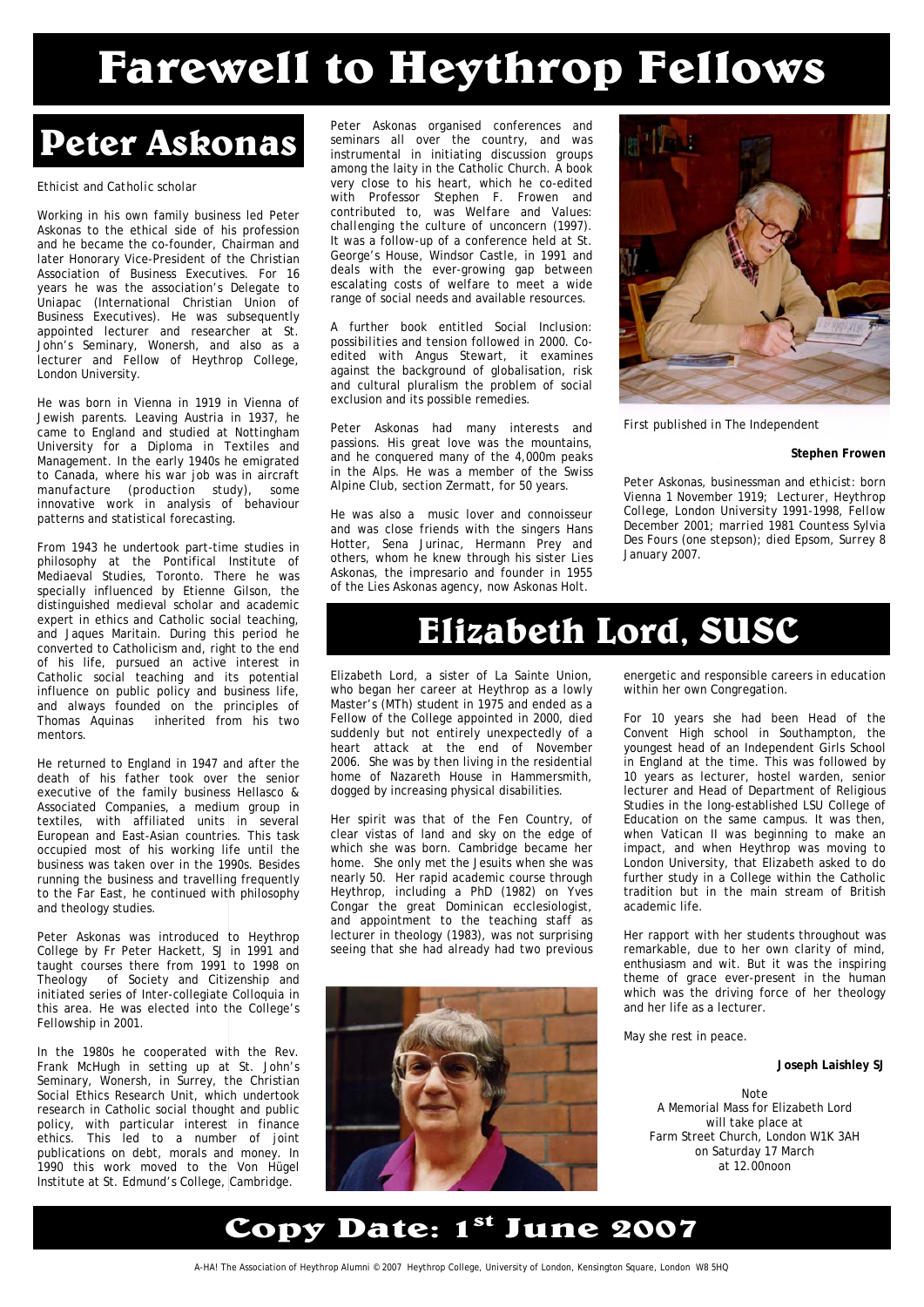# Farewell to Heythrop Fellows

## Peter Askonas

*Ethicist and Catholic scholar*

Working in his own family business led Peter Askonas to the ethical side of his profession and he became the co-founder, Chairman and later Honorary Vice-President of the Christian Association of Business Executives. For 16 years he was the association's Delegate to Uniapac (International Christian Union of Business Executives). He was subsequently appointed lecturer and researcher at St. John's Seminary, Wonersh, and also as a lecturer and Fellow of Heythrop College, London University.

He was born in Vienna in 1919 in Vienna of Jewish parents. Leaving Austria in 1937, he came to England and studied at Nottingham University for a Diploma in Textiles and Management. In the early 1940s he emigrated to Canada, where his war job was in aircraft manufacture (production study), some innovative work in analysis of behaviour patterns and statistical forecasting.

From 1943 he undertook part-time studies in philosophy at the Pontifical Institute of Mediaeval Studies, Toronto. There he was specially influenced by Etienne Gilson, the distinguished medieval scholar and academic expert in ethics and Catholic social teaching, and Jaques Maritain. During this period he converted to Catholicism and, right to the end of his life, pursued an active interest in Catholic social teaching and its potential influence on public policy and business life, and always founded on the principles of Thomas Aquinas inherited from his two mentors.

He returned to England in 1947 and after the death of his father took over the senior executive of the family business Hellasco & Associated Companies, a medium group in textiles, with affiliated units in several European and East-Asian countries. This task occupied most of his working life until the business was taken over in the 1990s. Besides running the business and travelling frequently to the Far East, he continued with philosophy and theology studies.

Peter Askonas was introduced to Heythrop College by Fr Peter Hackett, SJ in 1991 and taught courses there from 1991 to 1998 on Theology of Society and Citizenship and initiated series of Inter-collegiate Colloquia in this area. He was elected into the College's Fellowship in 2001.

In the 1980s he cooperated with the Rev. Frank McHugh in setting up at St. John's Seminary, Wonersh, in Surrey, the Christian Social Ethics Research Unit, which undertook research in Catholic social thought and public policy, with particular interest in finance ethics. This led to a number of joint publications on debt, morals and money. In 1990 this work moved to the Von Hügel Institute at St. Edmund's College, Cambridge.

Peter Askonas organised conferences and seminars all over the country, and was instrumental in initiating discussion groups among the laity in the Catholic Church. A book very close to his heart, which he co-edited with Professor Stephen F. Frowen and contributed to, was Welfare and Values: challenging the culture of unconcern (1997). It was a follow-up of a conference held at St. George's House, Windsor Castle, in 1991 and deals with the ever-growing gap between escalating costs of welfare to meet a wide range of social needs and available resources.

A further book entitled Social Inclusion: possibilities and tension followed in 2000. Co-edited with Angus Stewart, it examines against the background of globalisation, risk and cultural pluralism the problem of social exclusion and its possible remedies.

Peter Askonas had many interests and passions. His great love was the mountains, and he conquered many of the 4,000m peaks in the Alps. He was a member of the Swiss Alpine Club, section Zermatt, for 50 years.

He was also a music lover and connoisseur and was close friends with the singers Hans Hotter, Sena Jurinac, Hermann Prey and others, whom he knew through his sister Lies Askonas, the impresario and founder in 1955 of the Lies Askonas agency, now Askonas Holt.

First published in The Independent

**Stephen Frowen**

Peter Askonas, businessman and ethicist: born Vienna 1 November 1919; Lecturer, Heythrop College, London University 1991-1998, Fellow December 2001; married 1981 Countess Sylvia Des Fours (one stepson); died Epsom, Surrey 8 January 2007.

## Elizabeth Lord, SUSC

Elizabeth Lord, a sister of La Sainte Union, who began her career at Heythrop as a lowly Master's (MTh) student in 1975 and ended as a Fellow of the College appointed in 2000, died suddenly but not entirely unexpectedly of a heart attack at the end of November 2006. She was by then living in the residential home of Nazareth House in Hammersmith, dogged by increasing physical disabilities.

Her spirit was that of the Fen Country, of clear vistas of land and sky on the edge of which she was born. Cambridge became her home. She only met the Jesuits when she was nearly 50. Her rapid academic course through Heythrop, including a PhD (1982) on Yves Congar the great Dominican ecclesiologist, and appointment to the teaching staff as lecturer in theology (1983), was not surprising seeing that she had already had two previous energetic and responsible careers in education within her own Congregation.

For 10 years she had been Head of the Convent High school in Southampton, the youngest head of an Independent Girls School in England at the time. This was followed by 10 years as lecturer, hostel warden, senior lecturer and Head of Department of Religious Studies in the long-established LSU College of Education on the same campus. It was then, when Vatican II was beginning to make an impact, and when Heythrop was moving to London University, that Elizabeth asked to do further study in a College within the Catholic tradition but in the main stream of British academic life.

Her rapport with her students throughout was remarkable, due to her own clarity of mind, enthusiasm and wit. But it was the inspiring theme of grace ever-present in the human which was the driving force of her theology and her life as a lecturer.

May she rest in peace.

**Joseph Laishley SJ**

Note
A Memorial Mass for Elizabeth Lord
will take place at
Farm Street Church, London W1K 3AH
on Saturday 17 March
at 12.00noon

## Copy Date: 1st June 2007

A-HA! The Association of Heythrop Alumni © 2007 Heythrop College, University of London, Kensington Square, London W8 5HQ